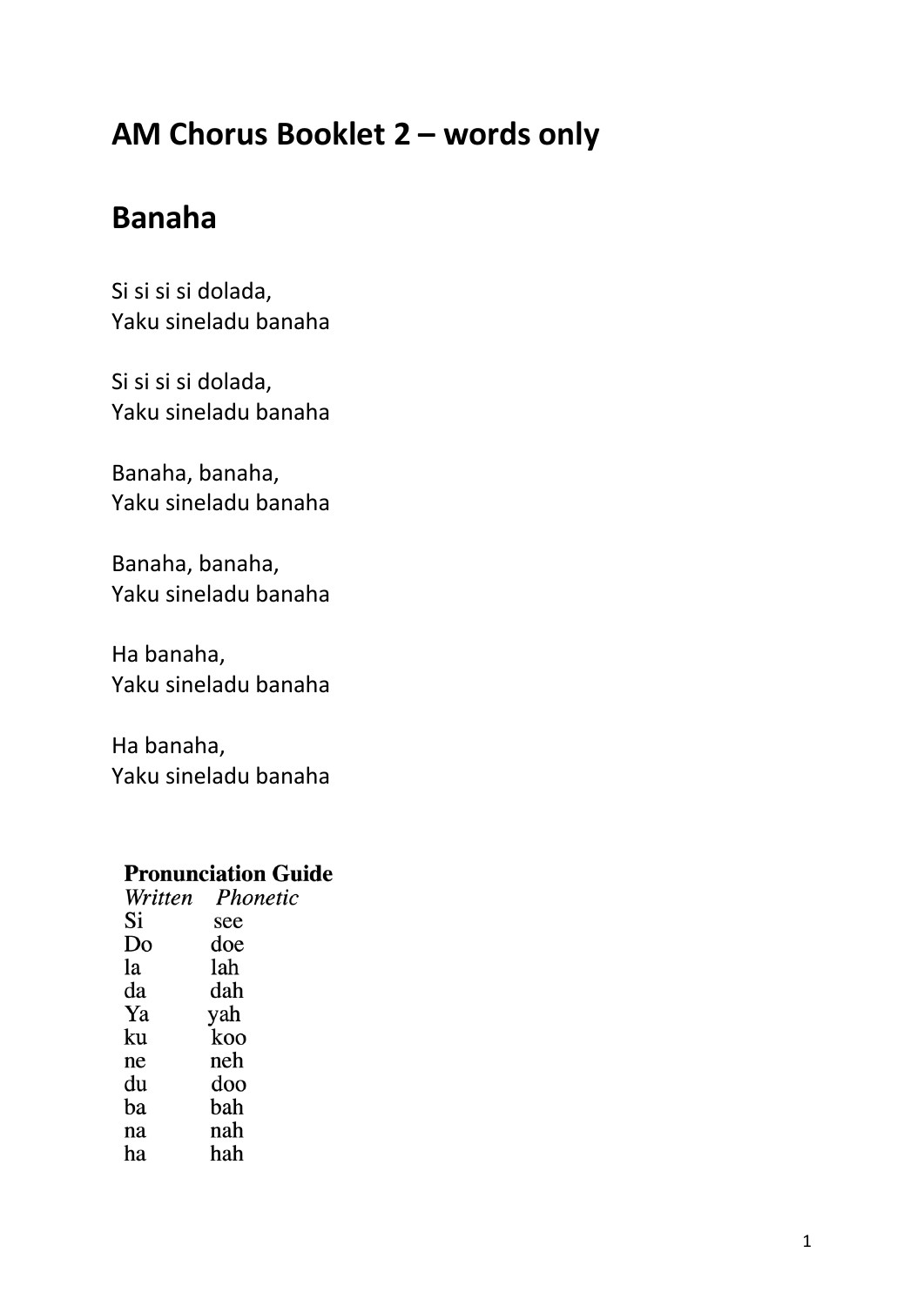# AM Chorus Booklet 2 – words only

## Banaha

Si si si si dolada,
Yaku sineladu banaha

Si si si si dolada,
Yaku sineladu banaha

Banaha, banaha,
Yaku sineladu banaha

Banaha, banaha,
Yaku sineladu banaha

Ha banaha,
Yaku sineladu banaha

Ha banaha,
Yaku sineladu banaha

**Pronunciation Guide**

| *Written* | *Phonetic* |
|---|---|
| Si | see |
| Do | doe |
| la | lah |
| da | dah |
| Ya | yah |
| ku | koo |
| ne | neh |
| du | doo |
| ba | bah |
| na | nah |
| ha | hah |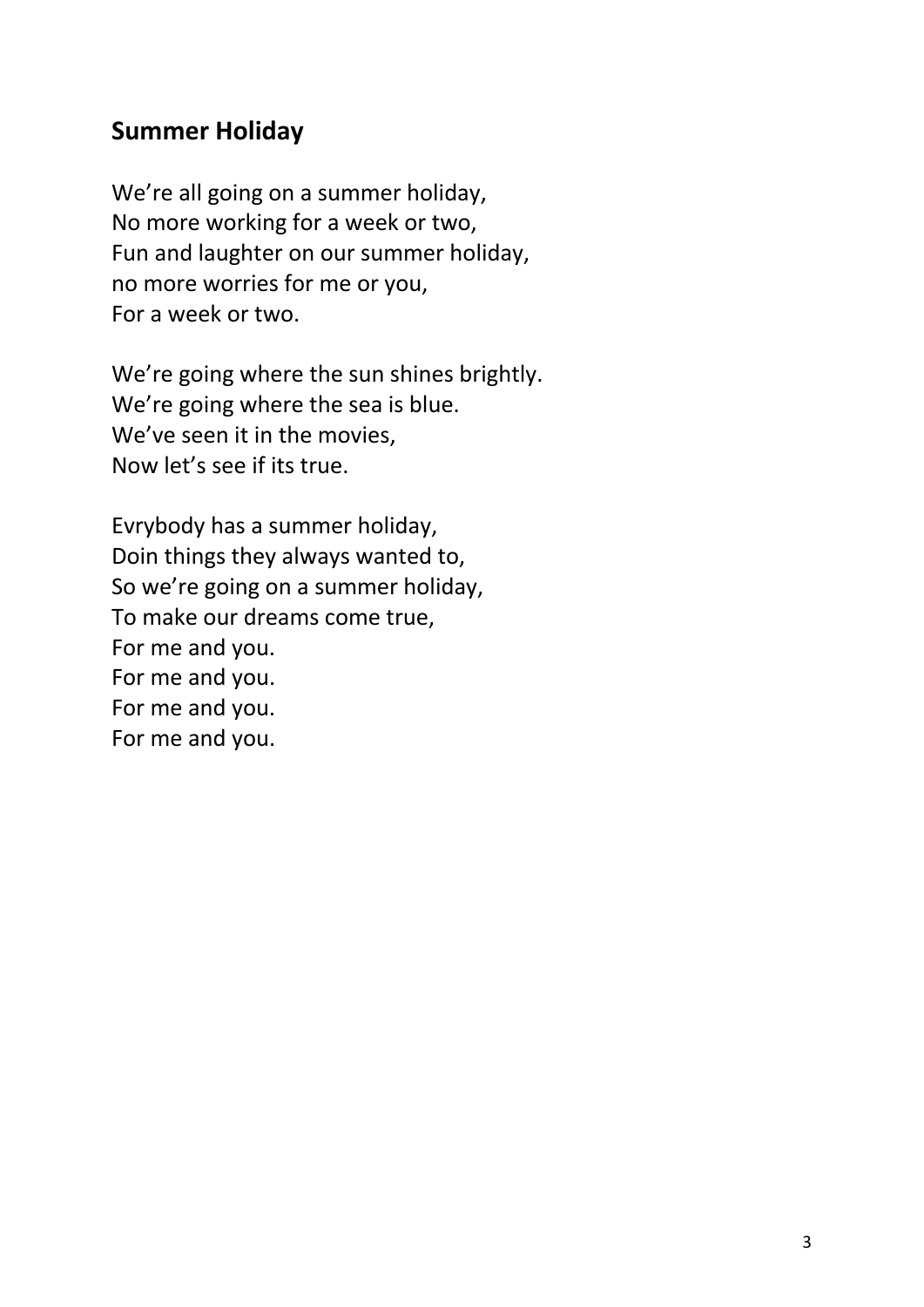## Summer Holiday

We're all going on a summer holiday,
No more working for a week or two,
Fun and laughter on our summer holiday,
no more worries for me or you,
For a week or two.

We're going where the sun shines brightly.
We're going where the sea is blue.
We've seen it in the movies,
Now let's see if its true.

Evrybody has a summer holiday,
Doin things they always wanted to,
So we're going on a summer holiday,
To make our dreams come true,
For me and you.
For me and you.
For me and you.
For me and you.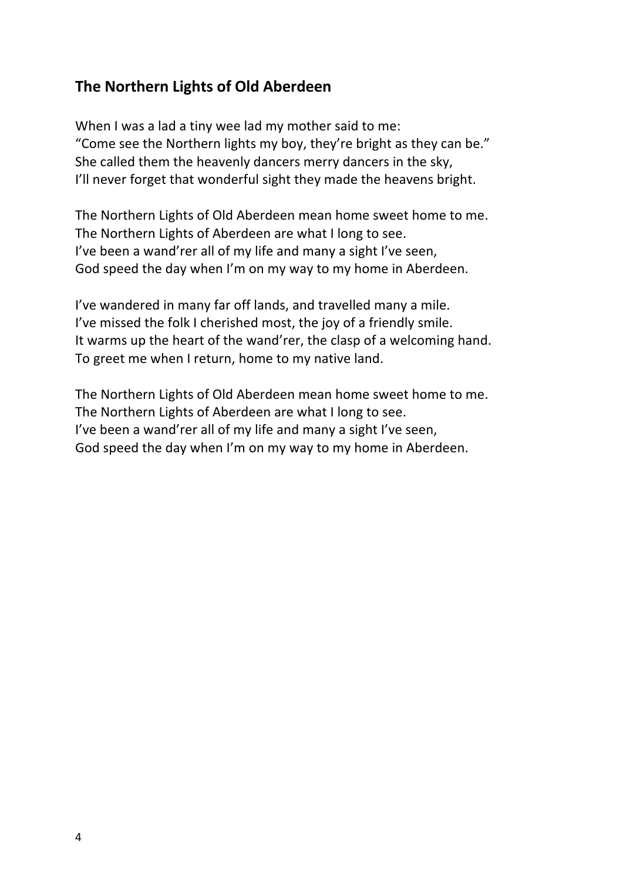## The Northern Lights of Old Aberdeen

When I was a lad a tiny wee lad my mother said to me:
"Come see the Northern lights my boy, they're bright as they can be."
She called them the heavenly dancers merry dancers in the sky,
I'll never forget that wonderful sight they made the heavens bright.

The Northern Lights of Old Aberdeen mean home sweet home to me.
The Northern Lights of Aberdeen are what I long to see.
I've been a wand'rer all of my life and many a sight I've seen,
God speed the day when I'm on my way to my home in Aberdeen.

I've wandered in many far off lands, and travelled many a mile.
I've missed the folk I cherished most, the joy of a friendly smile.
It warms up the heart of the wand'rer, the clasp of a welcoming hand.
To greet me when I return, home to my native land.

The Northern Lights of Old Aberdeen mean home sweet home to me.
The Northern Lights of Aberdeen are what I long to see.
I've been a wand'rer all of my life and many a sight I've seen,
God speed the day when I'm on my way to my home in Aberdeen.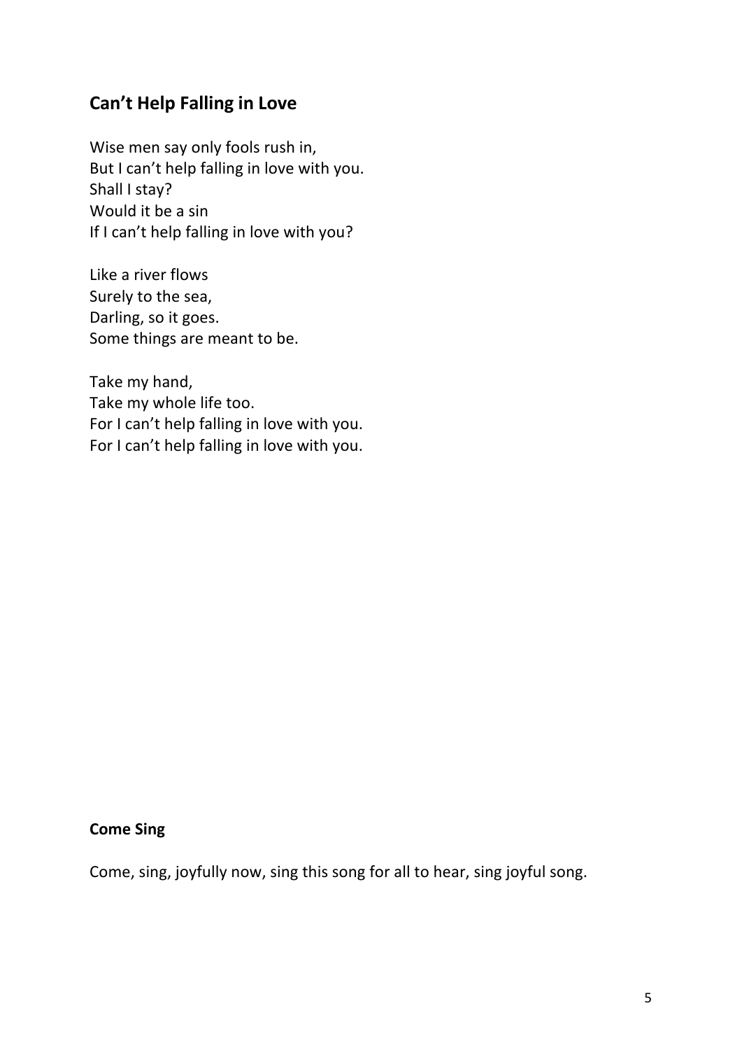## Can't Help Falling in Love

Wise men say only fools rush in,
But I can't help falling in love with you.
Shall I stay?
Would it be a sin
If I can't help falling in love with you?

Like a river flows
Surely to the sea,
Darling, so it goes.
Some things are meant to be.

Take my hand,
Take my whole life too.
For I can't help falling in love with you.
For I can't help falling in love with you.

**Come Sing**

Come, sing, joyfully now, sing this song for all to hear, sing joyful song.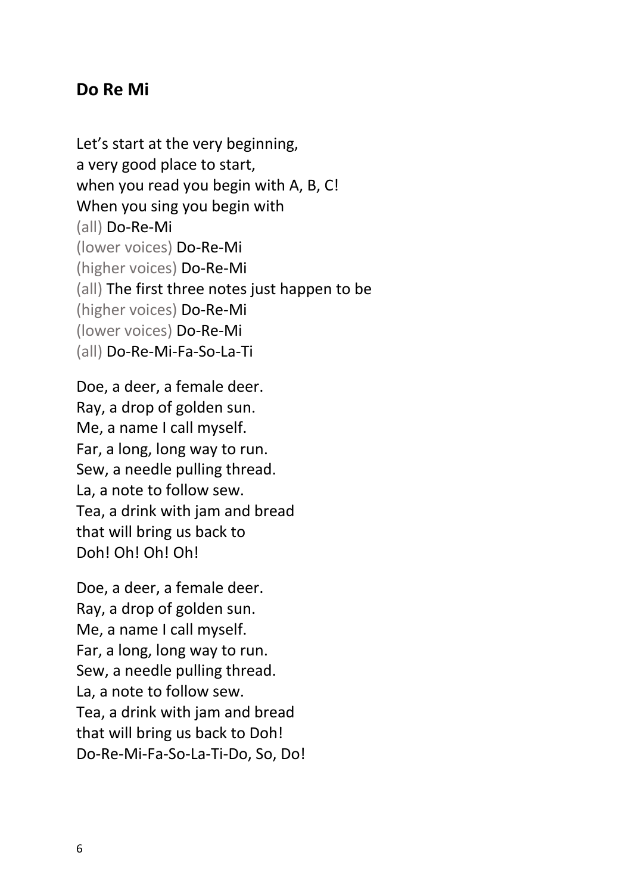## Do Re Mi

Let's start at the very beginning,
a very good place to start,
when you read you begin with A, B, C!
When you sing you begin with
(all) Do-Re-Mi
(lower voices) Do-Re-Mi
(higher voices) Do-Re-Mi
(all) The first three notes just happen to be
(higher voices) Do-Re-Mi
(lower voices) Do-Re-Mi
(all) Do-Re-Mi-Fa-So-La-Ti

Doe, a deer, a female deer.
Ray, a drop of golden sun.
Me, a name I call myself.
Far, a long, long way to run.
Sew, a needle pulling thread.
La, a note to follow sew.
Tea, a drink with jam and bread
that will bring us back to
Doh! Oh! Oh! Oh!

Doe, a deer, a female deer.
Ray, a drop of golden sun.
Me, a name I call myself.
Far, a long, long way to run.
Sew, a needle pulling thread.
La, a note to follow sew.
Tea, a drink with jam and bread
that will bring us back to Doh!
Do-Re-Mi-Fa-So-La-Ti-Do, So, Do!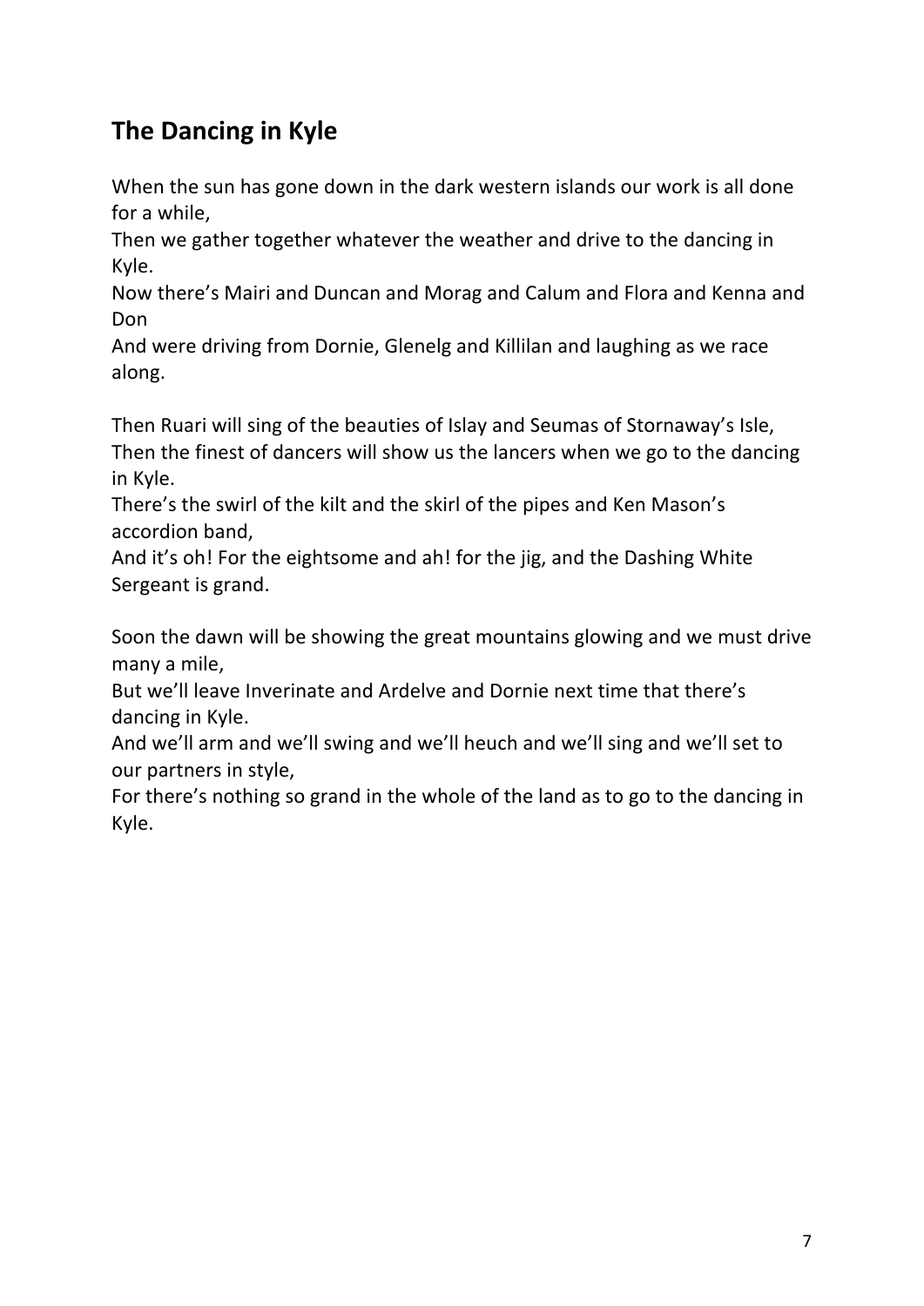## The Dancing in Kyle

When the sun has gone down in the dark western islands our work is all done for a while,
Then we gather together whatever the weather and drive to the dancing in Kyle.
Now there's Mairi and Duncan and Morag and Calum and Flora and Kenna and Don
And were driving from Dornie, Glenelg and Killilan and laughing as we race along.

Then Ruari will sing of the beauties of Islay and Seumas of Stornaway's Isle,
Then the finest of dancers will show us the lancers when we go to the dancing in Kyle.
There's the swirl of the kilt and the skirl of the pipes and Ken Mason's accordion band,
And it's oh! For the eightsome and ah! for the jig, and the Dashing White Sergeant is grand.

Soon the dawn will be showing the great mountains glowing and we must drive many a mile,
But we'll leave Inverinate and Ardelve and Dornie next time that there's dancing in Kyle.
And we'll arm and we'll swing and we'll heuch and we'll sing and we'll set to our partners in style,
For there's nothing so grand in the whole of the land as to go to the dancing in Kyle.